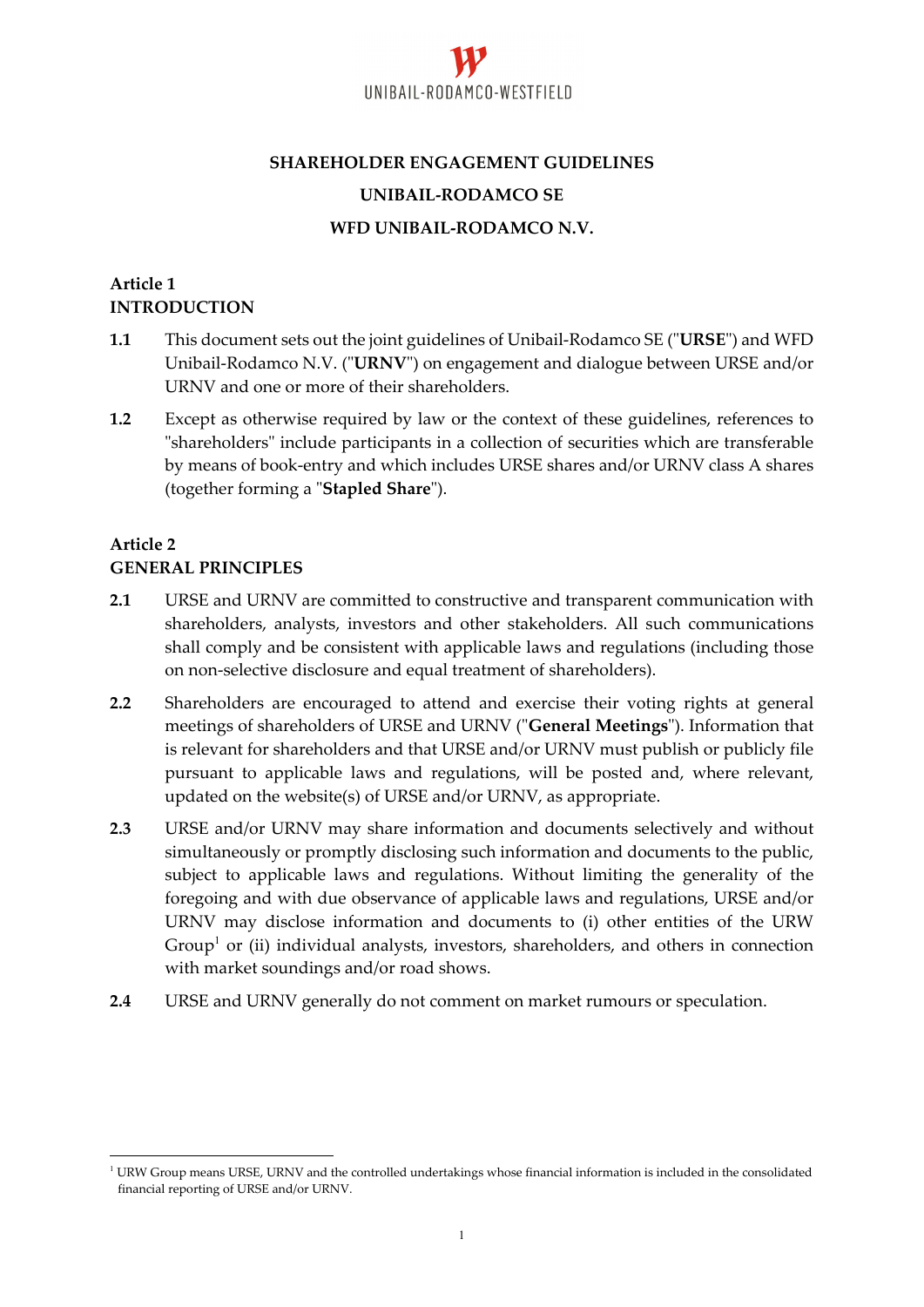# SHAREHOLDER ENGAGEMENT GUIDELINES

# UNIBAIL-RODAMCO SE

# WFD UNIBAIL-RODAMCO N.V.

## Article 1
## INTRODUCTION

**1.1** This document sets out the joint guidelines of Unibail-Rodamco SE ("**URSE**") and WFD Unibail-Rodamco N.V. ("**URNV**") on engagement and dialogue between URSE and/or URNV and one or more of their shareholders.

**1.2** Except as otherwise required by law or the context of these guidelines, references to "shareholders" include participants in a collection of securities which are transferable by means of book-entry and which includes URSE shares and/or URNV class A shares (together forming a "**Stapled Share**").

## Article 2
## GENERAL PRINCIPLES

**2.1** URSE and URNV are committed to constructive and transparent communication with shareholders, analysts, investors and other stakeholders. All such communications shall comply and be consistent with applicable laws and regulations (including those on non-selective disclosure and equal treatment of shareholders).

**2.2** Shareholders are encouraged to attend and exercise their voting rights at general meetings of shareholders of URSE and URNV ("**General Meetings**"). Information that is relevant for shareholders and that URSE and/or URNV must publish or publicly file pursuant to applicable laws and regulations, will be posted and, where relevant, updated on the website(s) of URSE and/or URNV, as appropriate.

**2.3** URSE and/or URNV may share information and documents selectively and without simultaneously or promptly disclosing such information and documents to the public, subject to applicable laws and regulations. Without limiting the generality of the foregoing and with due observance of applicable laws and regulations, URSE and/or URNV may disclose information and documents to (i) other entities of the URW Group[1] or (ii) individual analysts, investors, shareholders, and others in connection with market soundings and/or road shows.

**2.4** URSE and URNV generally do not comment on market rumours or speculation.

[1] URW Group means URSE, URNV and the controlled undertakings whose financial information is included in the consolidated financial reporting of URSE and/or URNV.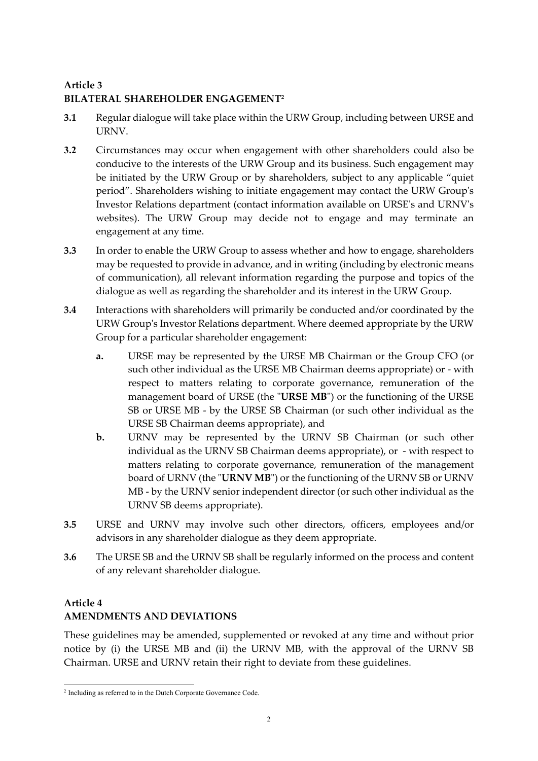**Article 3**
**BILATERAL SHAREHOLDER ENGAGEMENT**[2]

**3.1** Regular dialogue will take place within the URW Group, including between URSE and URNV.

**3.2** Circumstances may occur when engagement with other shareholders could also be conducive to the interests of the URW Group and its business. Such engagement may be initiated by the URW Group or by shareholders, subject to any applicable "quiet period". Shareholders wishing to initiate engagement may contact the URW Group's Investor Relations department (contact information available on URSE's and URNV's websites). The URW Group may decide not to engage and may terminate an engagement at any time.

**3.3** In order to enable the URW Group to assess whether and how to engage, shareholders may be requested to provide in advance, and in writing (including by electronic means of communication), all relevant information regarding the purpose and topics of the dialogue as well as regarding the shareholder and its interest in the URW Group.

**3.4** Interactions with shareholders will primarily be conducted and/or coordinated by the URW Group's Investor Relations department. Where deemed appropriate by the URW Group for a particular shareholder engagement:

- **a.** URSE may be represented by the URSE MB Chairman or the Group CFO (or such other individual as the URSE MB Chairman deems appropriate) or - with respect to matters relating to corporate governance, remuneration of the management board of URSE (the "**URSE MB**") or the functioning of the URSE SB or URSE MB - by the URSE SB Chairman (or such other individual as the URSE SB Chairman deems appropriate), and
- **b.** URNV may be represented by the URNV SB Chairman (or such other individual as the URNV SB Chairman deems appropriate), or - with respect to matters relating to corporate governance, remuneration of the management board of URNV (the "**URNV MB**") or the functioning of the URNV SB or URNV MB - by the URNV senior independent director (or such other individual as the URNV SB deems appropriate).

**3.5** URSE and URNV may involve such other directors, officers, employees and/or advisors in any shareholder dialogue as they deem appropriate.

**3.6** The URSE SB and the URNV SB shall be regularly informed on the process and content of any relevant shareholder dialogue.

**Article 4**
**AMENDMENTS AND DEVIATIONS**

These guidelines may be amended, supplemented or revoked at any time and without prior notice by (i) the URSE MB and (ii) the URNV MB, with the approval of the URNV SB Chairman. URSE and URNV retain their right to deviate from these guidelines.

[2] Including as referred to in the Dutch Corporate Governance Code.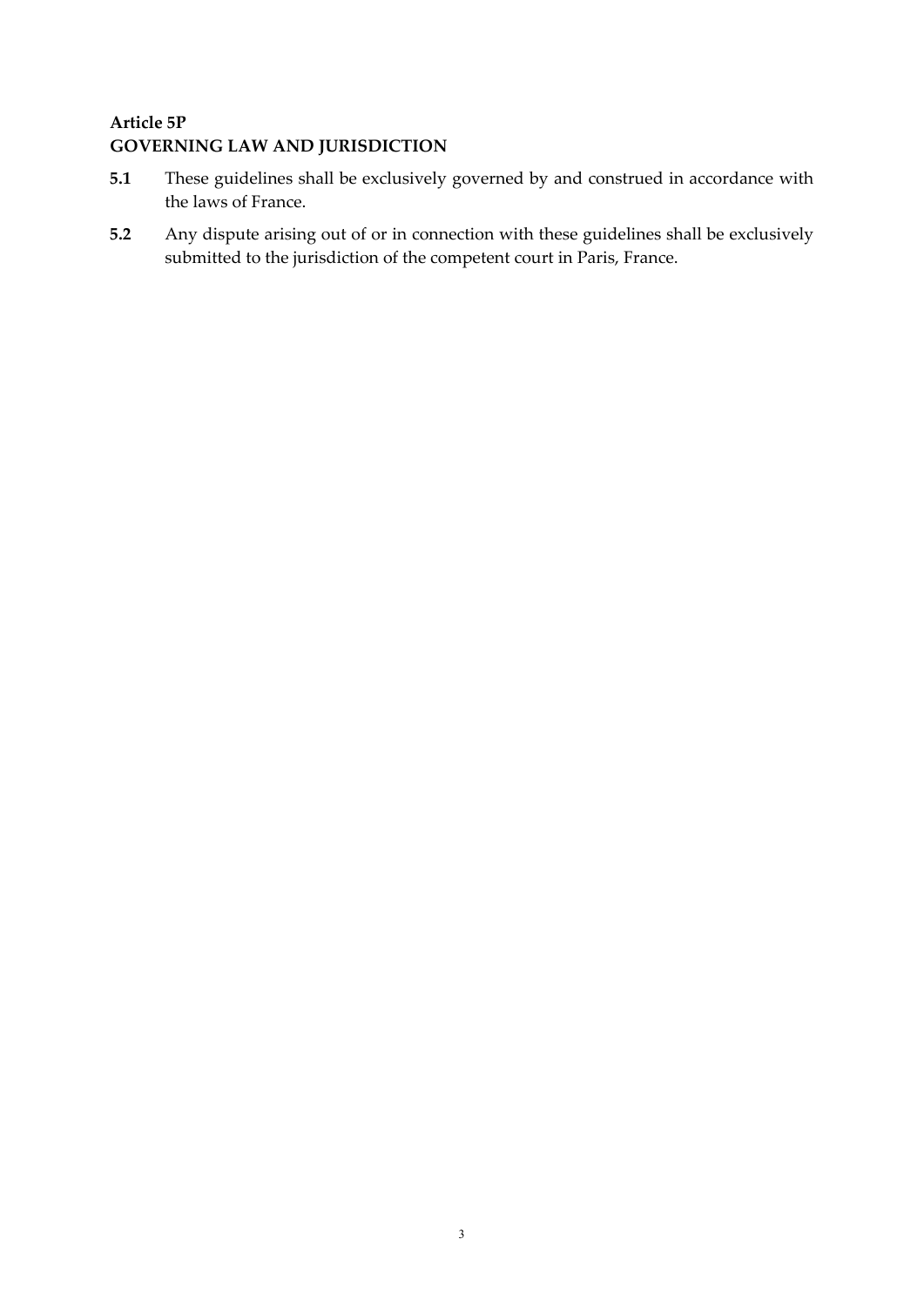**Article 5P**
**GOVERNING LAW AND JURISDICTION**

**5.1** These guidelines shall be exclusively governed by and construed in accordance with the laws of France.

**5.2** Any dispute arising out of or in connection with these guidelines shall be exclusively submitted to the jurisdiction of the competent court in Paris, France.